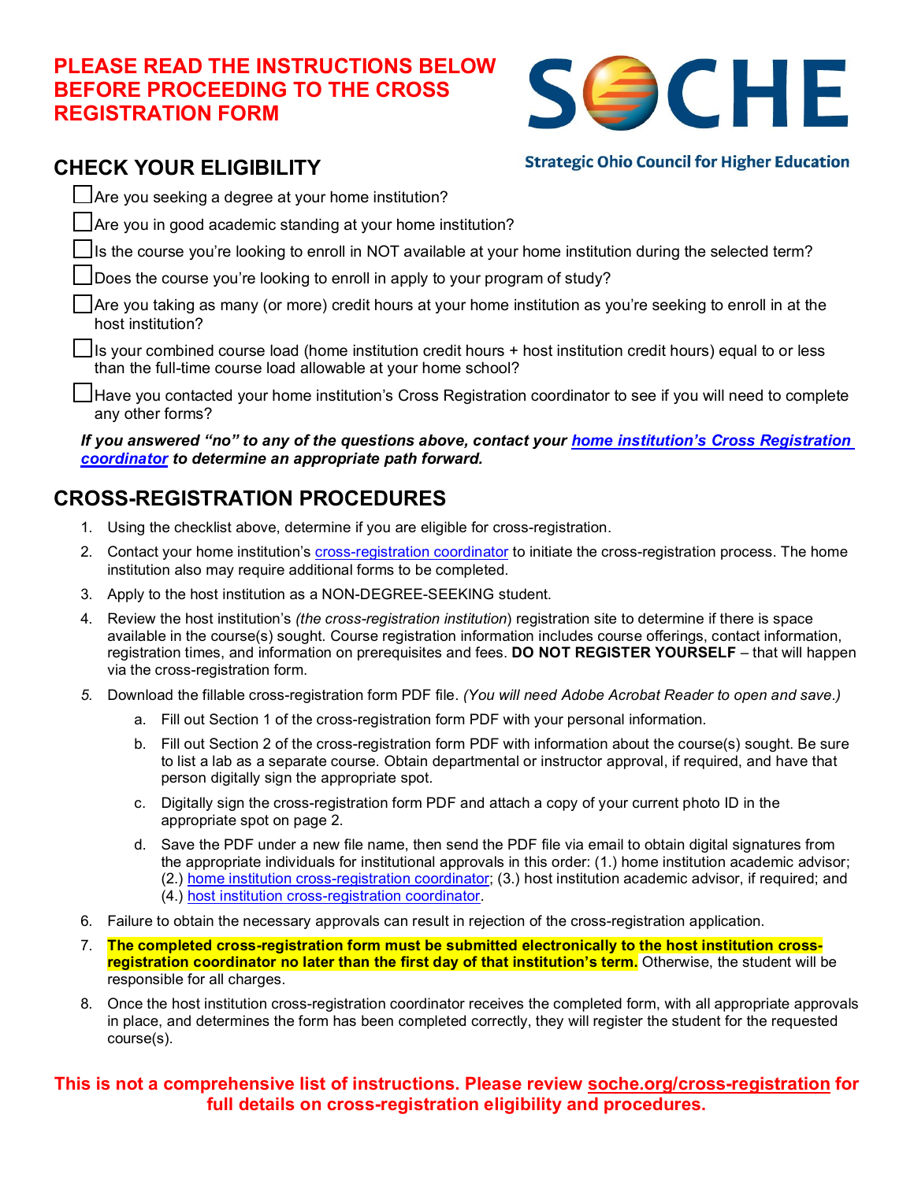# PLEASE READ THE INSTRUCTIONS BELOW BEFORE PROCEEDING TO THE CROSS REGISTRATION FORM

SOCHE

Strategic Ohio Council for Higher Education

## CHECK YOUR ELIGIBILITY

- [ ] Are you seeking a degree at your home institution?
- [ ] Are you in good academic standing at your home institution?
- [ ] Is the course you're looking to enroll in NOT available at your home institution during the selected term?
- [ ] Does the course you're looking to enroll in apply to your program of study?
- [ ] Are you taking as many (or more) credit hours at your home institution as you're seeking to enroll in at the host institution?
- [ ] Is your combined course load (home institution credit hours + host institution credit hours) equal to or less than the full-time course load allowable at your home school?
- [ ] Have you contacted your home institution's Cross Registration coordinator to see if you will need to complete any other forms?

***If you answered "no" to any of the questions above, contact your home institution's Cross Registration coordinator to determine an appropriate path forward.***

## CROSS-REGISTRATION PROCEDURES

1. Using the checklist above, determine if you are eligible for cross-registration.
2. Contact your home institution's cross-registration coordinator to initiate the cross-registration process. The home institution also may require additional forms to be completed.
3. Apply to the host institution as a NON-DEGREE-SEEKING student.
4. Review the host institution's *(the cross-registration institution*) registration site to determine if there is space available in the course(s) sought. Course registration information includes course offerings, contact information, registration times, and information on prerequisites and fees. **DO NOT REGISTER YOURSELF** – that will happen via the cross-registration form.
5. Download the fillable cross-registration form PDF file. *(You will need Adobe Acrobat Reader to open and save.)*
   a. Fill out Section 1 of the cross-registration form PDF with your personal information.
   b. Fill out Section 2 of the cross-registration form PDF with information about the course(s) sought. Be sure to list a lab as a separate course. Obtain departmental or instructor approval, if required, and have that person digitally sign the appropriate spot.
   c. Digitally sign the cross-registration form PDF and attach a copy of your current photo ID in the appropriate spot on page 2.
   d. Save the PDF under a new file name, then send the PDF file via email to obtain digital signatures from the appropriate individuals for institutional approvals in this order: (1.) home institution academic advisor; (2.) home institution cross-registration coordinator; (3.) host institution academic advisor, if required; and (4.) host institution cross-registration coordinator.
6. Failure to obtain the necessary approvals can result in rejection of the cross-registration application.
7. **The completed cross-registration form must be submitted electronically to the host institution cross-registration coordinator no later than the first day of that institution's term.** Otherwise, the student will be responsible for all charges.
8. Once the host institution cross-registration coordinator receives the completed form, with all appropriate approvals in place, and determines the form has been completed correctly, they will register the student for the requested course(s).

**This is not a comprehensive list of instructions. Please review soche.org/cross-registration for full details on cross-registration eligibility and procedures.**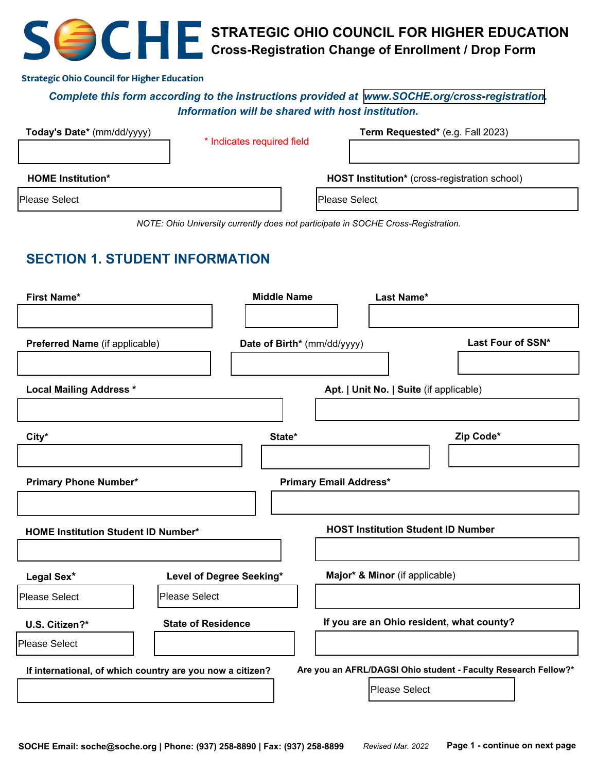# STRATEGIC OHIO COUNCIL FOR HIGHER EDUCATION
## Cross-Registration Change of Enrollment / Drop Form

Strategic Ohio Council for Higher Education

*Complete this form according to the instructions provided at www.SOCHE.org/cross-registration. Information will be shared with host institution.*

**Today's Date*** (mm/dd/yyyy)

* Indicates required field

**Term Requested*** (e.g. Fall 2023)

**HOME Institution***

Please Select

**HOST Institution*** (cross-registration school)

Please Select

*NOTE: Ohio University currently does not participate in SOCHE Cross-Registration.*

## SECTION 1. STUDENT INFORMATION

**First Name***

**Middle Name**

**Last Name***

**Preferred Name** (if applicable)

**Date of Birth*** (mm/dd/yyyy)

**Last Four of SSN***

**Local Mailing Address ***

**Apt. | Unit No. | Suite** (if applicable)

**City***

**State***

**Zip Code***

**Primary Phone Number***

**Primary Email Address***

**HOME Institution Student ID Number***

**HOST Institution Student ID Number**

**Legal Sex***

Please Select

**Level of Degree Seeking***

Please Select

**Major* & Minor** (if applicable)

**U.S. Citizen?***

Please Select

**State of Residence**

**If you are an Ohio resident, what county?**

**If international, of which country are you now a citizen?**

**Are you an AFRL/DAGSI Ohio student - Faculty Research Fellow?***

Please Select

**SOCHE Email: soche@soche.org | Phone: (937) 258-8890 | Fax: (937) 258-8899**

*Revised Mar. 2022*

**Page 1 - continue on next page**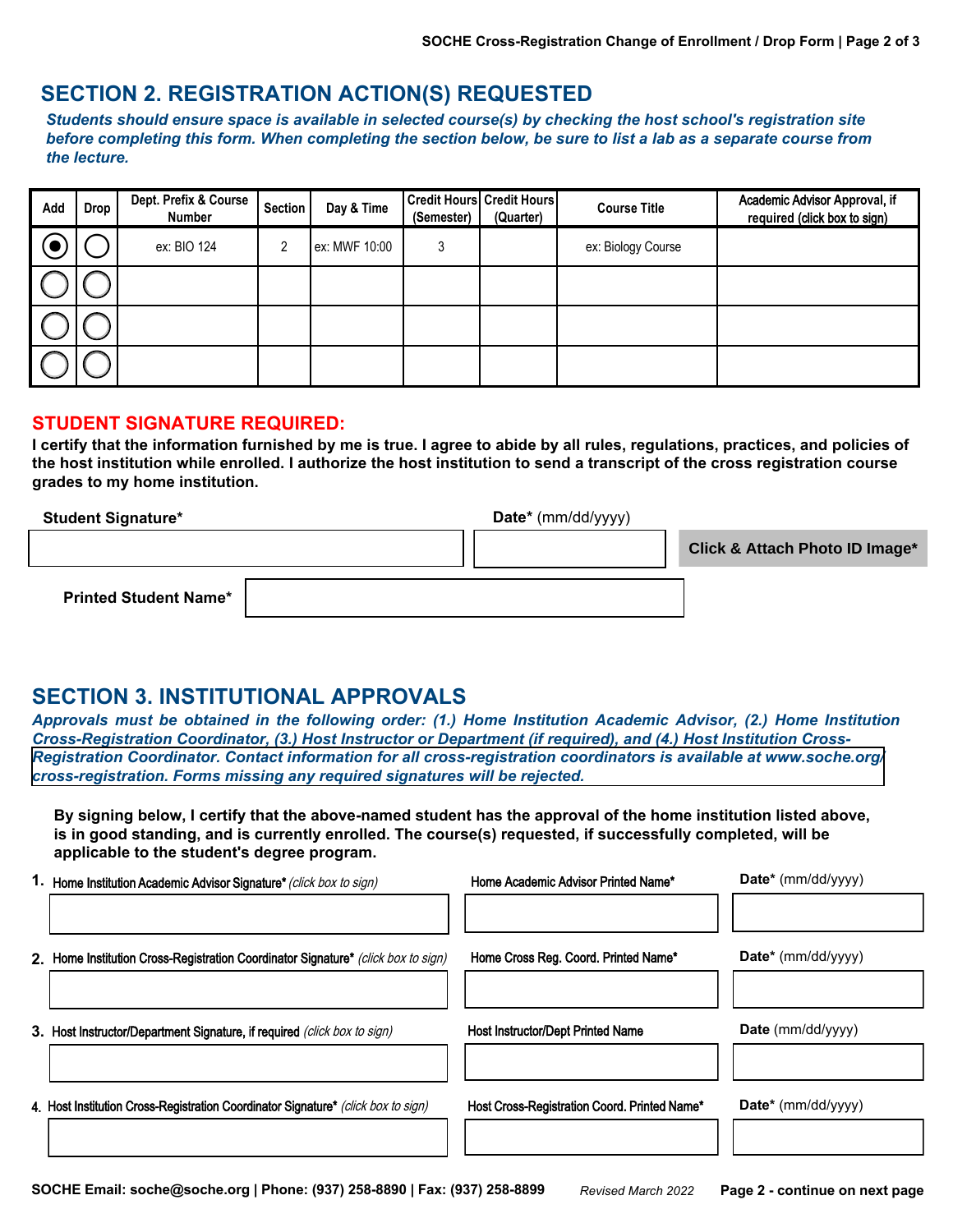## SECTION 2. REGISTRATION ACTION(S) REQUESTED

***Students should ensure space is available in selected course(s) by checking the host school's registration site before completing this form. When completing the section below, be sure to list a lab as a separate course from the lecture.***

| Add | Drop | Dept. Prefix & Course Number | Section | Day & Time | Credit Hours (Semester) | Credit Hours (Quarter) | Course Title | Academic Advisor Approval, if required (click box to sign) |
|---|---|---|---|---|---|---|---|---|
| ◉ | ○ | ex: BIO 124 | 2 | ex: MWF 10:00 | 3 | | ex: Biology Course | |
| ○ | ○ | | | | | | | |
| ○ | ○ | | | | | | | |
| ○ | ○ | | | | | | | |

### STUDENT SIGNATURE REQUIRED:

**I certify that the information furnished by me is true. I agree to abide by all rules, regulations, practices, and policies of the host institution while enrolled. I authorize the host institution to send a transcript of the cross registration course grades to my home institution.**

**Student Signature*** ____________________ **Date*** (mm/dd/yyyy) __________ **Click & Attach Photo ID Image***

**Printed Student Name*** ____________________

## SECTION 3. INSTITUTIONAL APPROVALS

***Approvals must be obtained in the following order: (1.) Home Institution Academic Advisor, (2.) Home Institution Cross-Registration Coordinator, (3.) Host Instructor or Department (if required), and (4.) Host Institution Cross-Registration Coordinator. Contact information for all cross-registration coordinators is available at www.soche.org/cross-registration. Forms missing any required signatures will be rejected.***

**By signing below, I certify that the above-named student has the approval of the home institution listed above, is in good standing, and is currently enrolled. The course(s) requested, if successfully completed, will be applicable to the student's degree program.**

1. Home Institution Academic Advisor Signature* *(click box to sign)* ____________________ Home Academic Advisor Printed Name* ____________________ **Date*** (mm/dd/yyyy) __________

2. Home Institution Cross-Registration Coordinator Signature* *(click box to sign)* ____________________ Home Cross Reg. Coord. Printed Name* ____________________ **Date*** (mm/dd/yyyy) __________

3. Host Instructor/Department Signature, if required *(click box to sign)* ____________________ Host Instructor/Dept Printed Name ____________________ **Date** (mm/dd/yyyy) __________

4. Host Institution Cross-Registration Coordinator Signature* *(click box to sign)* ____________________ Host Cross-Registration Coord. Printed Name* ____________________ **Date*** (mm/dd/yyyy) __________

**SOCHE Email: soche@soche.org | Phone: (937) 258-8890 | Fax: (937) 258-8899** *Revised March 2022* **continue on next page**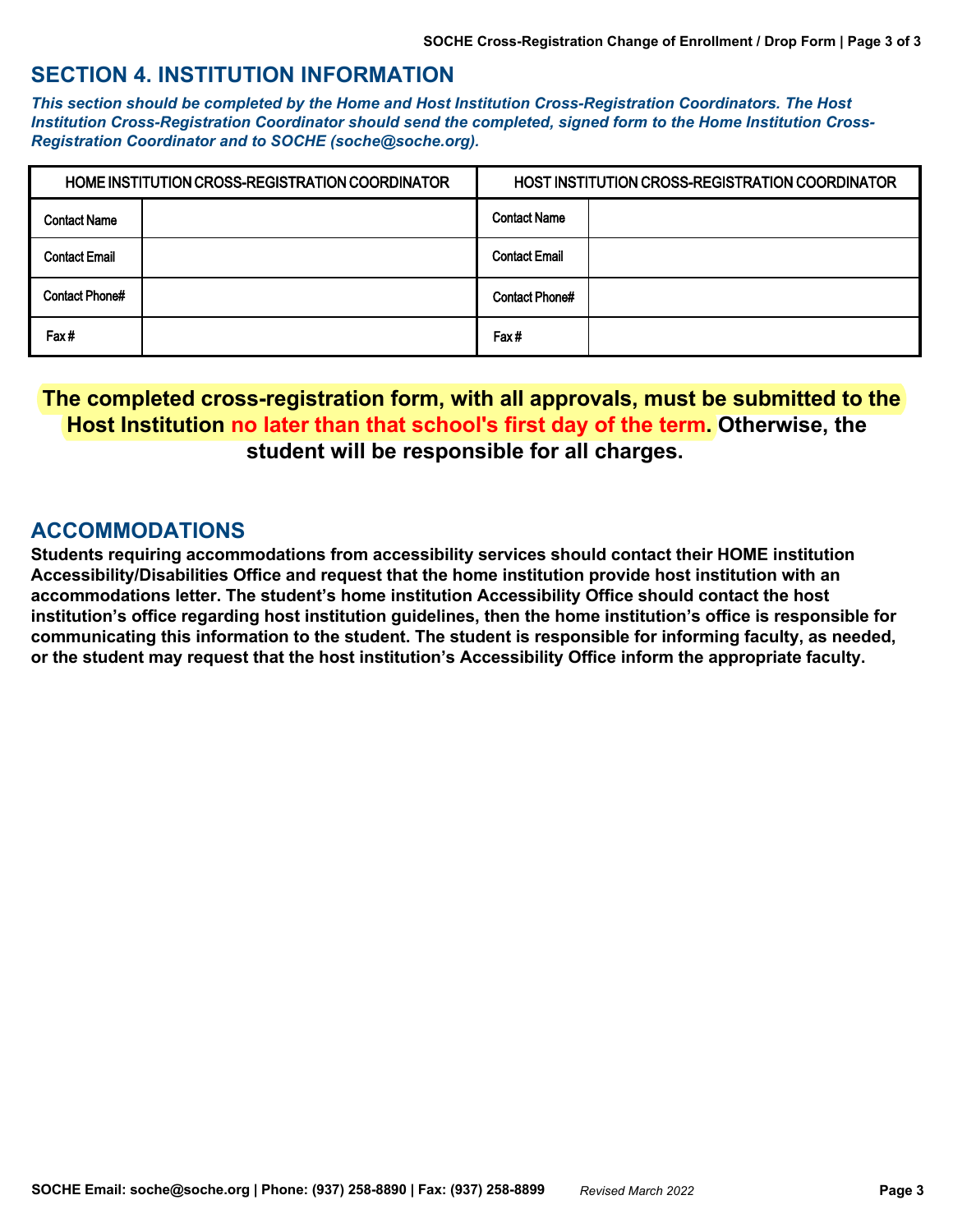## SECTION 4. INSTITUTION INFORMATION

***This section should be completed by the Home and Host Institution Cross-Registration Coordinators. The Host Institution Cross-Registration Coordinator should send the completed, signed form to the Home Institution Cross-Registration Coordinator and to SOCHE (soche@soche.org).***

| HOME INSTITUTION CROSS-REGISTRATION COORDINATOR | | HOST INSTITUTION CROSS-REGISTRATION COORDINATOR | |
|---|---|---|---|
| Contact Name | | Contact Name | |
| Contact Email | | Contact Email | |
| Contact Phone# | | Contact Phone# | |
| Fax # | | Fax # | |

**The completed cross-registration form, with all approvals, must be submitted to the Host Institution no later than that school's first day of the term. Otherwise, the student will be responsible for all charges.**

## ACCOMMODATIONS

**Students requiring accommodations from accessibility services should contact their HOME institution Accessibility/Disabilities Office and request that the home institution provide host institution with an accommodations letter. The student's home institution Accessibility Office should contact the host institution's office regarding host institution guidelines, then the home institution's office is responsible for communicating this information to the student. The student is responsible for informing faculty, as needed, or the student may request that the host institution's Accessibility Office inform the appropriate faculty.**

SOCHE Email: soche@soche.org | Phone: (937) 258-8890 | Fax: (937) 258-8899 *Revised March 2022*